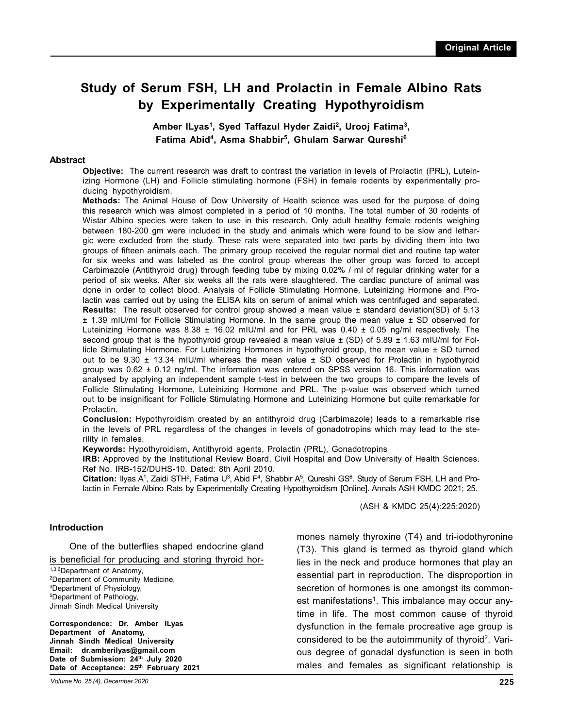Original Article

# Study of Serum FSH, LH and Prolactin in Female Albino Rats by Experimentally Creating Hypothyroidism

**Amber ILyas[1], Syed Taffazul Hyder Zaidi[2], Urooj Fatima[3], Fatima Abid[4], Asma Shabbir[5], Ghulam Sarwar Qureshi[6]**

## Abstract

**Objective:** The current research was draft to contrast the variation in levels of Prolactin (PRL), Luteinizing Hormone (LH) and Follicle stimulating hormone (FSH) in female rodents by experimentally producing hypothyroidism.

**Methods:** The Animal House of Dow University of Health science was used for the purpose of doing this research which was almost completed in a period of 10 months. The total number of 30 rodents of Wistar Albino species were taken to use in this research. Only adult healthy female rodents weighing between 180-200 gm were included in the study and animals which were found to be slow and lethargic were excluded from the study. These rats were separated into two parts by dividing them into two groups of fifteen animals each. The primary group received the regular normal diet and routine tap water for six weeks and was labeled as the control group whereas the other group was forced to accept Carbimazole (Antithyroid drug) through feeding tube by mixing 0.02% / ml of regular drinking water for a period of six weeks. After six weeks all the rats were slaughtered. The cardiac puncture of animal was done in order to collect blood. Analysis of Follicle Stimulating Hormone, Luteinizing Hormone and Prolactin was carried out by using the ELISA kits on serum of animal which was centrifuged and separated.

**Results:** The result observed for control group showed a mean value ± standard deviation(SD) of 5.13 ± 1.39 mIU/ml for Follicle Stimulating Hormone. In the same group the mean value ± SD observed for Luteinizing Hormone was 8.38 ± 16.02 mIU/ml and for PRL was 0.40 ± 0.05 ng/ml respectively. The second group that is the hypothyroid group revealed a mean value ± (SD) of 5.89 ± 1.63 mIU/ml for Follicle Stimulating Hormone. For Luteinizing Hormones in hypothyroid group, the mean value ± SD turned out to be 9.30 ± 13.34 mIU/ml whereas the mean value ± SD observed for Prolactin in hypothyroid group was 0.62 ± 0.12 ng/ml. The information was entered on SPSS version 16. This information was analysed by applying an independent sample t-test in between the two groups to compare the levels of Follicle Stimulating Hormone, Luteinizing Hormone and PRL. The p-value was observed which turned out to be insignificant for Follicle Stimulating Hormone and Luteinizing Hormone but quite remarkable for Prolactin.

**Conclusion:** Hypothyroidism created by an antithyroid drug (Carbimazole) leads to a remarkable rise in the levels of PRL regardless of the changes in levels of gonadotropins which may lead to the sterility in females.

**Keywords:** Hypothyroidism, Antithyroid agents, Prolactin (PRL), Gonadotropins

**IRB:** Approved by the Institutional Review Board, Civil Hospital and Dow University of Health Sciences. Ref No. IRB-152/DUHS-10. Dated: 8th April 2010.

**Citation:** Ilyas A[1], Zaidi STH[2], Fatima U[3], Abid F[4], Shabbir A[5], Qureshi GS[6]. Study of Serum FSH, LH and Prolactin in Female Albino Rats by Experimentally Creating Hypothyroidism [Online]. Annals ASH KMDC 2021; 25.

(ASH & KMDC 25(4):225;2020)

## Introduction

One of the butterflies shaped endocrine gland is beneficial for producing and storing thyroid hormones namely thyroxine (T4) and tri-iodothyronine (T3). This gland is termed as thyroid gland which lies in the neck and produce hormones that play an essential part in reproduction. The disproportion in secretion of hormones is one amongst its commonest manifestations[1]. This imbalance may occur anytime in life. The most common cause of thyroid dysfunction in the female procreative age group is considered to be the autoimmunity of thyroid[2]. Various degree of gonadal dysfunction is seen in both males and females as significant relationship is

[1,3,6]Department of Anatomy,
[2]Department of Community Medicine,
[4]Department of Physiology,
[5]Department of Pathology,
Jinnah Sindh Medical University

**Correspondence: Dr. Amber ILyas**
**Department of Anatomy,**
**Jinnah Sindh Medical University**
**Email: dr.amberilyas@gmail.com**
**Date of Submission: 24th July 2020**
**Date of Acceptance: 25th February 2021**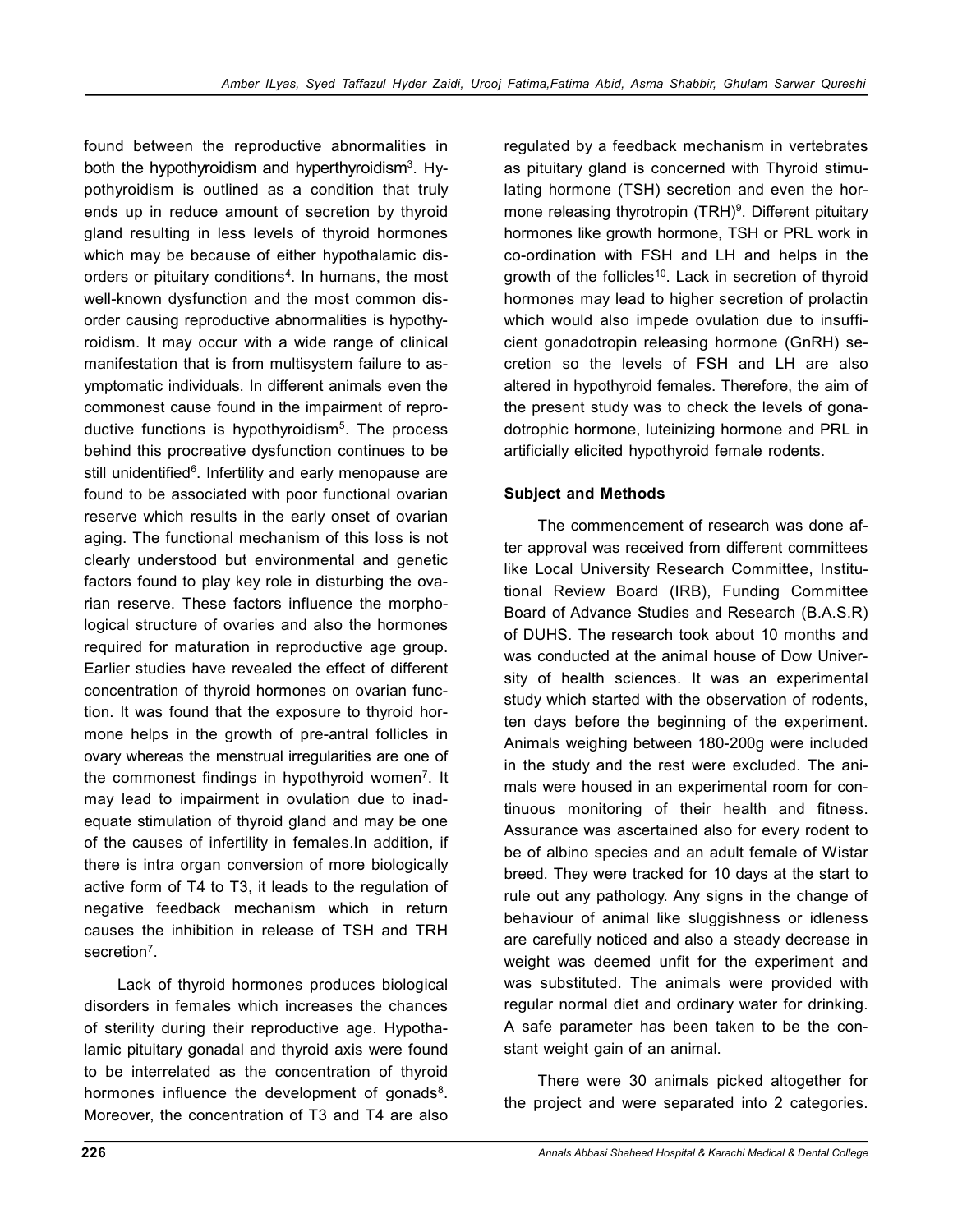found between the reproductive abnormalities in both the hypothyroidism and hyperthyroidism[3]. Hypothyroidism is outlined as a condition that truly ends up in reduce amount of secretion by thyroid gland resulting in less levels of thyroid hormones which may be because of either hypothalamic disorders or pituitary conditions[4]. In humans, the most well-known dysfunction and the most common disorder causing reproductive abnormalities is hypothyroidism. It may occur with a wide range of clinical manifestation that is from multisystem failure to asymptomatic individuals. In different animals even the commonest cause found in the impairment of reproductive functions is hypothyroidism[5]. The process behind this procreative dysfunction continues to be still unidentified[6]. Infertility and early menopause are found to be associated with poor functional ovarian reserve which results in the early onset of ovarian aging. The functional mechanism of this loss is not clearly understood but environmental and genetic factors found to play key role in disturbing the ovarian reserve. These factors influence the morphological structure of ovaries and also the hormones required for maturation in reproductive age group. Earlier studies have revealed the effect of different concentration of thyroid hormones on ovarian function. It was found that the exposure to thyroid hormone helps in the growth of pre-antral follicles in ovary whereas the menstrual irregularities are one of the commonest findings in hypothyroid women[7]. It may lead to impairment in ovulation due to inadequate stimulation of thyroid gland and may be one of the causes of infertility in females.In addition, if there is intra organ conversion of more biologically active form of T4 to T3, it leads to the regulation of negative feedback mechanism which in return causes the inhibition in release of TSH and TRH secretion[7].

Lack of thyroid hormones produces biological disorders in females which increases the chances of sterility during their reproductive age. Hypothalamic pituitary gonadal and thyroid axis were found to be interrelated as the concentration of thyroid hormones influence the development of gonads[8]. Moreover, the concentration of T3 and T4 are also regulated by a feedback mechanism in vertebrates as pituitary gland is concerned with Thyroid stimulating hormone (TSH) secretion and even the hormone releasing thyrotropin (TRH)[9]. Different pituitary hormones like growth hormone, TSH or PRL work in co-ordination with FSH and LH and helps in the growth of the follicles[10]. Lack in secretion of thyroid hormones may lead to higher secretion of prolactin which would also impede ovulation due to insufficient gonadotropin releasing hormone (GnRH) secretion so the levels of FSH and LH are also altered in hypothyroid females. Therefore, the aim of the present study was to check the levels of gonadotrophic hormone, luteinizing hormone and PRL in artificially elicited hypothyroid female rodents.

**Subject and Methods**

The commencement of research was done after approval was received from different committees like Local University Research Committee, Institutional Review Board (IRB), Funding Committee Board of Advance Studies and Research (B.A.S.R) of DUHS. The research took about 10 months and was conducted at the animal house of Dow University of health sciences. It was an experimental study which started with the observation of rodents, ten days before the beginning of the experiment. Animals weighing between 180-200g were included in the study and the rest were excluded. The animals were housed in an experimental room for continuous monitoring of their health and fitness. Assurance was ascertained also for every rodent to be of albino species and an adult female of Wistar breed. They were tracked for 10 days at the start to rule out any pathology. Any signs in the change of behaviour of animal like sluggishness or idleness are carefully noticed and also a steady decrease in weight was deemed unfit for the experiment and was substituted. The animals were provided with regular normal diet and ordinary water for drinking. A safe parameter has been taken to be the constant weight gain of an animal.

There were 30 animals picked altogether for the project and were separated into 2 categories.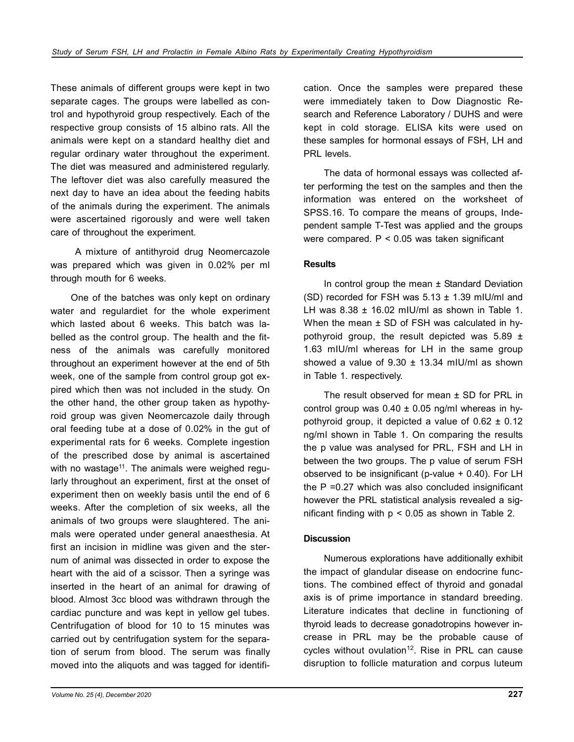These animals of different groups were kept in two separate cages. The groups were labelled as control and hypothyroid group respectively. Each of the respective group consists of 15 albino rats. All the animals were kept on a standard healthy diet and regular ordinary water throughout the experiment. The diet was measured and administered regularly. The leftover diet was also carefully measured the next day to have an idea about the feeding habits of the animals during the experiment. The animals were ascertained rigorously and were well taken care of throughout the experiment.

A mixture of antithyroid drug Neomercazole was prepared which was given in 0.02% per ml through mouth for 6 weeks.

One of the batches was only kept on ordinary water and regulardiet for the whole experiment which lasted about 6 weeks. This batch was labelled as the control group. The health and the fitness of the animals was carefully monitored throughout an experiment however at the end of 5th week, one of the sample from control group got expired which then was not included in the study. On the other hand, the other group taken as hypothyroid group was given Neomercazole daily through oral feeding tube at a dose of 0.02% in the gut of experimental rats for 6 weeks. Complete ingestion of the prescribed dose by animal is ascertained with no wastage[11]. The animals were weighed regularly throughout an experiment, first at the onset of experiment then on weekly basis until the end of 6 weeks. After the completion of six weeks, all the animals of two groups were slaughtered. The animals were operated under general anaesthesia. At first an incision in midline was given and the sternum of animal was dissected in order to expose the heart with the aid of a scissor. Then a syringe was inserted in the heart of an animal for drawing of blood. Almost 3cc blood was withdrawn through the cardiac puncture and was kept in yellow gel tubes. Centrifugation of blood for 10 to 15 minutes was carried out by centrifugation system for the separation of serum from blood. The serum was finally moved into the aliquots and was tagged for identification. Once the samples were prepared these were immediately taken to Dow Diagnostic Research and Reference Laboratory / DUHS and were kept in cold storage. ELISA kits were used on these samples for hormonal essays of FSH, LH and PRL levels.

The data of hormonal essays was collected after performing the test on the samples and then the information was entered on the worksheet of SPSS.16. To compare the means of groups, Independent sample T-Test was applied and the groups were compared. $P < 0.05$ was taken significant

### Results

In control group the mean ± Standard Deviation (SD) recorded for FSH was 5.13 ± 1.39 mIU/ml and LH was 8.38 ± 16.02 mIU/ml as shown in Table 1. When the mean ± SD of FSH was calculated in hypothyroid group, the result depicted was 5.89 ± 1.63 mIU/ml whereas for LH in the same group showed a value of 9.30 ± 13.34 mIU/ml as shown in Table 1. respectively.

The result observed for mean ± SD for PRL in control group was 0.40 ± 0.05 ng/ml whereas in hypothyroid group, it depicted a value of 0.62 ± 0.12 ng/ml shown in Table 1. On comparing the results the p value was analysed for PRL, FSH and LH in between the two groups. The p value of serum FSH observed to be insignificant (p-value + 0.40). For LH the P =0.27 which was also concluded insignificant however the PRL statistical analysis revealed a significant finding with $p < 0.05$ as shown in Table 2.

### Discussion

Numerous explorations have additionally exhibit the impact of glandular disease on endocrine functions. The combined effect of thyroid and gonadal axis is of prime importance in standard breeding. Literature indicates that decline in functioning of thyroid leads to decrease gonadotropins however increase in PRL may be the probable cause of cycles without ovulation[12]. Rise in PRL can cause disruption to follicle maturation and corpus luteum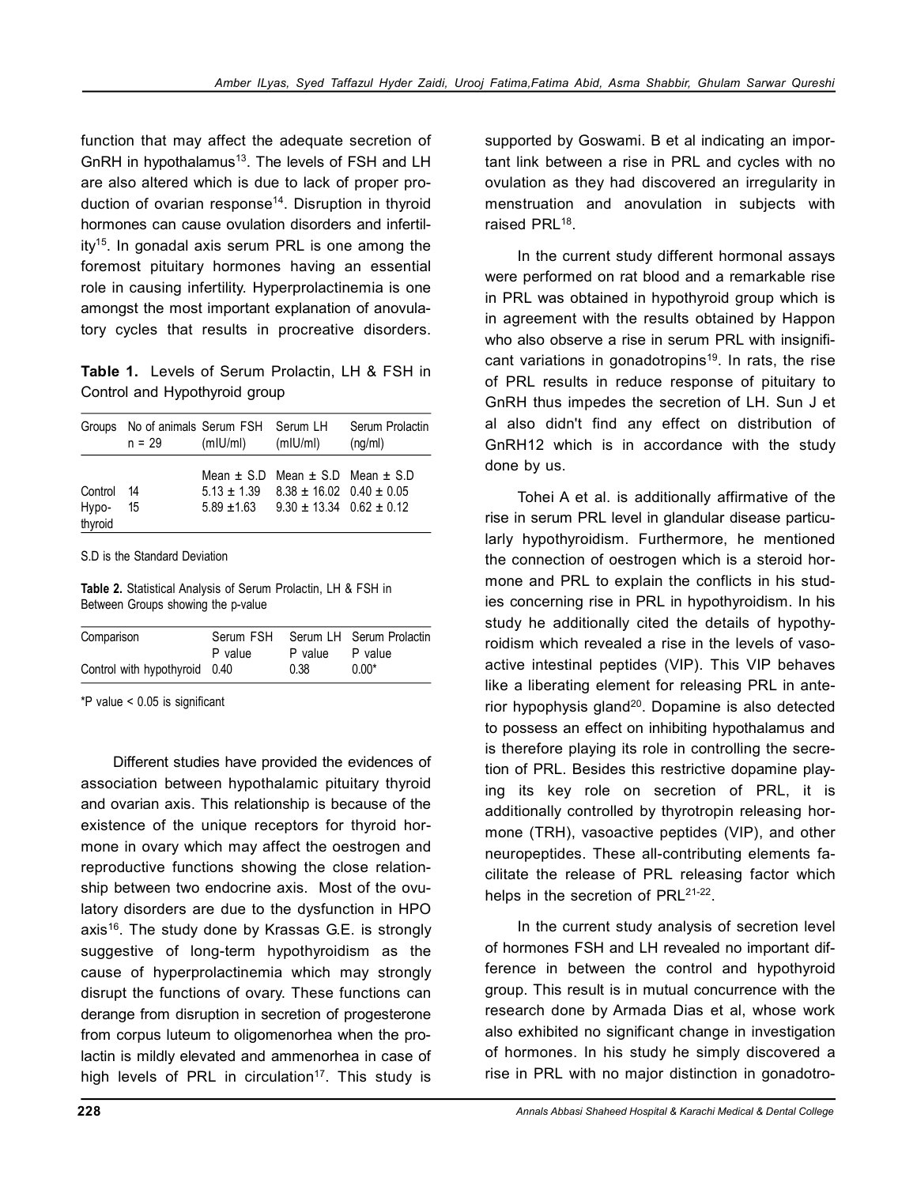function that may affect the adequate secretion of GnRH in hypothalamus[13]. The levels of FSH and LH are also altered which is due to lack of proper production of ovarian response[14]. Disruption in thyroid hormones can cause ovulation disorders and infertility[15]. In gonadal axis serum PRL is one among the foremost pituitary hormones having an essential role in causing infertility. Hyperprolactinemia is one amongst the most important explanation of anovulatory cycles that results in procreative disorders.

**Table 1.** Levels of Serum Prolactin, LH & FSH in Control and Hypothyroid group

| Groups | No of animals n = 29 | Serum FSH (mIU/ml) | Serum LH (mIU/ml) | Serum Prolactin (ng/ml) |
|---|---|---|---|---|
| | | Mean ± S.D | Mean ± S.D | Mean ± S.D |
| Control | 14 | 5.13 ± 1.39 | 8.38 ± 16.02 | 0.40 ± 0.05 |
| Hypo-thyroid | 15 | 5.89 ±1.63 | 9.30 ± 13.34 | 0.62 ± 0.12 |

S.D is the Standard Deviation

**Table 2.** Statistical Analysis of Serum Prolactin, LH & FSH in Between Groups showing the p-value

| Comparison | Serum FSH P value | Serum LH P value | Serum Prolactin P value |
|---|---|---|---|
| Control with hypothyroid | 0.40 | 0.38 | 0.00* |

*P value < 0.05 is significant

Different studies have provided the evidences of association between hypothalamic pituitary thyroid and ovarian axis. This relationship is because of the existence of the unique receptors for thyroid hormone in ovary which may affect the oestrogen and reproductive functions showing the close relationship between two endocrine axis. Most of the ovulatory disorders are due to the dysfunction in HPO axis[16]. The study done by Krassas G.E. is strongly suggestive of long-term hypothyroidism as the cause of hyperprolactinemia which may strongly disrupt the functions of ovary. These functions can derange from disruption in secretion of progesterone from corpus luteum to oligomenorhea when the prolactin is mildly elevated and ammenorhea in case of high levels of PRL in circulation[17]. This study is supported by Goswami. B et al indicating an important link between a rise in PRL and cycles with no ovulation as they had discovered an irregularity in menstruation and anovulation in subjects with raised PRL[18].

In the current study different hormonal assays were performed on rat blood and a remarkable rise in PRL was obtained in hypothyroid group which is in agreement with the results obtained by Happon who also observe a rise in serum PRL with insignificant variations in gonadotropins[19]. In rats, the rise of PRL results in reduce response of pituitary to GnRH thus impedes the secretion of LH. Sun J et al also didn't find any effect on distribution of GnRH12 which is in accordance with the study done by us.

Tohei A et al. is additionally affirmative of the rise in serum PRL level in glandular disease particularly hypothyroidism. Furthermore, he mentioned the connection of oestrogen which is a steroid hormone and PRL to explain the conflicts in his studies concerning rise in PRL in hypothyroidism. In his study he additionally cited the details of hypothyroidism which revealed a rise in the levels of vasoactive intestinal peptides (VIP). This VIP behaves like a liberating element for releasing PRL in anterior hypophysis gland[20]. Dopamine is also detected to possess an effect on inhibiting hypothalamus and is therefore playing its role in controlling the secretion of PRL. Besides this restrictive dopamine playing its key role on secretion of PRL, it is additionally controlled by thyrotropin releasing hormone (TRH), vasoactive peptides (VIP), and other neuropeptides. These all-contributing elements facilitate the release of PRL releasing factor which helps in the secretion of PRL[21-22].

In the current study analysis of secretion level of hormones FSH and LH revealed no important difference in between the control and hypothyroid group. This result is in mutual concurrence with the research done by Armada Dias et al, whose work also exhibited no significant change in investigation of hormones. In his study he simply discovered a rise in PRL with no major distinction in gonadotro-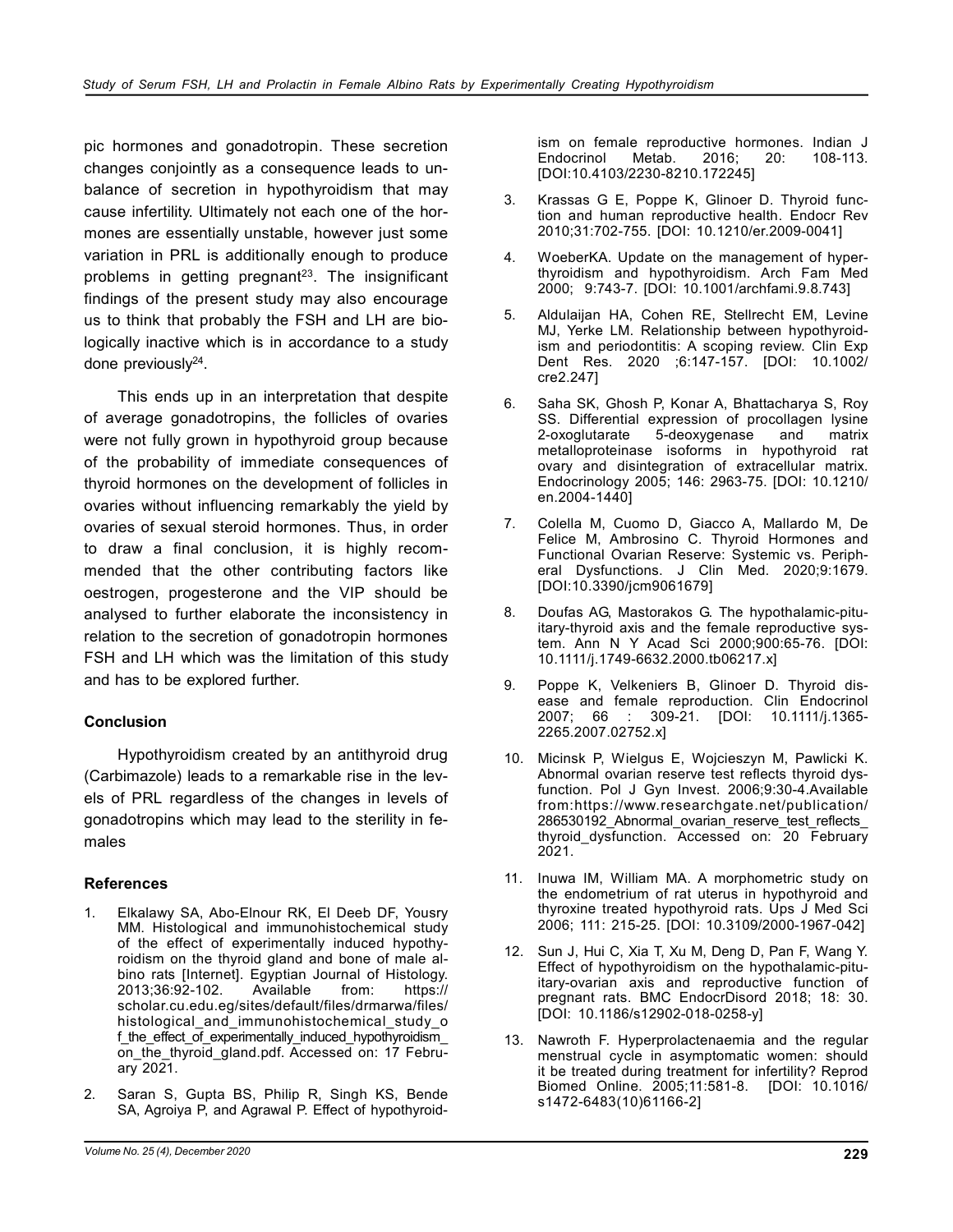pic hormones and gonadotropin. These secretion changes conjointly as a consequence leads to unbalance of secretion in hypothyroidism that may cause infertility. Ultimately not each one of the hormones are essentially unstable, however just some variation in PRL is additionally enough to produce problems in getting pregnant[23]. The insignificant findings of the present study may also encourage us to think that probably the FSH and LH are biologically inactive which is in accordance to a study done previously[24].

This ends up in an interpretation that despite of average gonadotropins, the follicles of ovaries were not fully grown in hypothyroid group because of the probability of immediate consequences of thyroid hormones on the development of follicles in ovaries without influencing remarkably the yield by ovaries of sexual steroid hormones. Thus, in order to draw a final conclusion, it is highly recommended that the other contributing factors like oestrogen, progesterone and the VIP should be analysed to further elaborate the inconsistency in relation to the secretion of gonadotropin hormones FSH and LH which was the limitation of this study and has to be explored further.

### Conclusion

Hypothyroidism created by an antithyroid drug (Carbimazole) leads to a remarkable rise in the levels of PRL regardless of the changes in levels of gonadotropins which may lead to the sterility in females

### References

1. Elkalawy SA, Abo-Elnour RK, El Deeb DF, Yousry MM. Histological and immunohistochemical study of the effect of experimentally induced hypothyroidism on the thyroid gland and bone of male albino rats [Internet]. Egyptian Journal of Histology. 2013;36:92-102. Available from: https://scholar.cu.edu.eg/sites/default/files/drmarwa/files/histological_and_immunohistochemical_study_of_the_effect_of_experimentally_induced_hypothyroidism_on_the_thyroid_gland.pdf. Accessed on: 17 February 2021.
2. Saran S, Gupta BS, Philip R, Singh KS, Bende SA, Agroiya P, and Agrawal P. Effect of hypothyroidism on female reproductive hormones. Indian J Endocrinol Metab. 2016; 20: 108-113. [DOI:10.4103/2230-8210.172245]
3. Krassas G E, Poppe K, Glinoer D. Thyroid function and human reproductive health. Endocr Rev 2010;31:702-755. [DOI: 10.1210/er.2009-0041]
4. WoeberKA. Update on the management of hyperthyroidism and hypothyroidism. Arch Fam Med 2000; 9:743-7. [DOI: 10.1001/archfami.9.8.743]
5. Aldulaijan HA, Cohen RE, Stellrecht EM, Levine MJ, Yerke LM. Relationship between hypothyroidism and periodontitis: A scoping review. Clin Exp Dent Res. 2020 ;6:147-157. [DOI: 10.1002/cre2.247]
6. Saha SK, Ghosh P, Konar A, Bhattacharya S, Roy SS. Differential expression of procollagen lysine 2-oxoglutarate 5-deoxygenase and matrix metalloproteinase isoforms in hypothyroid rat ovary and disintegration of extracellular matrix. Endocrinology 2005; 146: 2963-75. [DOI: 10.1210/en.2004-1440]
7. Colella M, Cuomo D, Giacco A, Mallardo M, De Felice M, Ambrosino C. Thyroid Hormones and Functional Ovarian Reserve: Systemic vs. Peripheral Dysfunctions. J Clin Med. 2020;9:1679. [DOI:10.3390/jcm9061679]
8. Doufas AG, Mastorakos G. The hypothalamic-pituitary-thyroid axis and the female reproductive system. Ann N Y Acad Sci 2000;900:65-76. [DOI: 10.1111/j.1749-6632.2000.tb06217.x]
9. Poppe K, Velkeniers B, Glinoer D. Thyroid disease and female reproduction. Clin Endocrinol 2007; 66 : 309-21. [DOI: 10.1111/j.1365-2265.2007.02752.x]
10. Micinsk P, Wielgus E, Wojcieszyn M, Pawlicki K. Abnormal ovarian reserve test reflects thyroid dysfunction. Pol J Gyn Invest. 2006;9:30-4.Available from:https://www.researchgate.net/publication/286530192_Abnormal_ovarian_reserve_test_reflects_thyroid_dysfunction. Accessed on: 20 February 2021.
11. Inuwa IM, William MA. A morphometric study on the endometrium of rat uterus in hypothyroid and thyroxine treated hypothyroid rats. Ups J Med Sci 2006; 111: 215-25. [DOI: 10.3109/2000-1967-042]
12. Sun J, Hui C, Xia T, Xu M, Deng D, Pan F, Wang Y. Effect of hypothyroidism on the hypothalamic-pituitary-ovarian axis and reproductive function of pregnant rats. BMC EndocrDisord 2018; 18: 30. [DOI: 10.1186/s12902-018-0258-y]
13. Nawroth F. Hyperprolactenaemia and the regular menstrual cycle in asymptomatic women: should it be treated during treatment for infertility? Reprod Biomed Online. 2005;11:581-8. [DOI: 10.1016/s1472-6483(10)61166-2]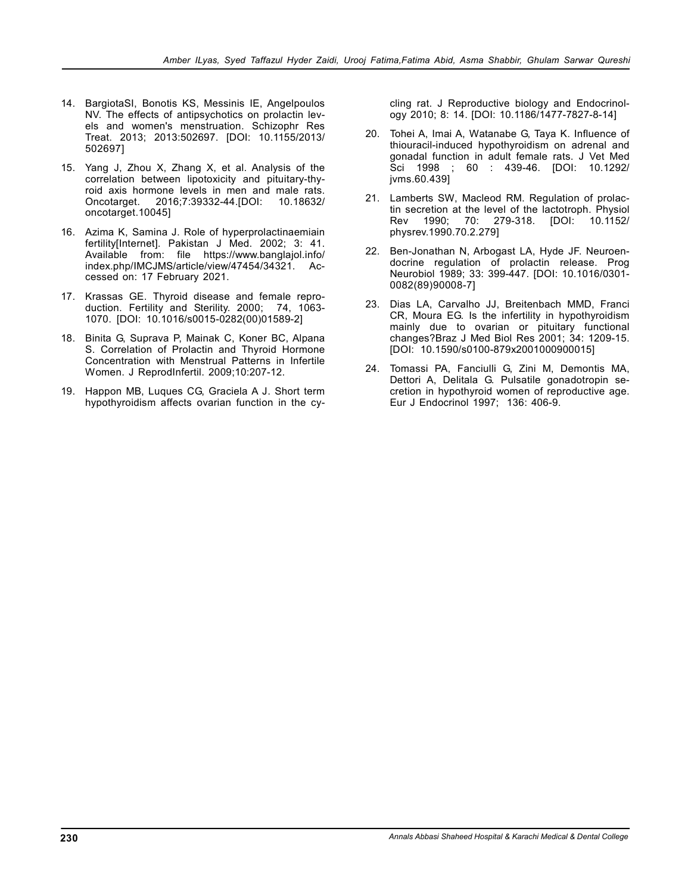14. BargiotaSI, Bonotis KS, Messinis IE, Angelpoulos NV. The effects of antipsychotics on prolactin levels and women's menstruation. Schizophr Res Treat. 2013; 2013:502697. [DOI: 10.1155/2013/502697]

15. Yang J, Zhou X, Zhang X, et al. Analysis of the correlation between lipotoxicity and pituitary-thyroid axis hormone levels in men and male rats. Oncotarget. 2016;7:39332-44.[DOI: 10.18632/oncotarget.10045]

16. Azima K, Samina J. Role of hyperprolactinaemiain fertility[Internet]. Pakistan J Med. 2002; 3: 41. Available from: file https://www.banglajol.info/index.php/IMCJMS/article/view/47454/34321. Accessed on: 17 February 2021.

17. Krassas GE. Thyroid disease and female reproduction. Fertility and Sterility. 2000; 74, 1063-1070. [DOI: 10.1016/s0015-0282(00)01589-2]

18. Binita G, Suprava P, Mainak C, Koner BC, Alpana S. Correlation of Prolactin and Thyroid Hormone Concentration with Menstrual Patterns in Infertile Women. J ReprodInfertil. 2009;10:207-12.

19. Happon MB, Luques CG, Graciela A J. Short term hypothyroidism affects ovarian function in the cycling rat. J Reproductive biology and Endocrinology 2010; 8: 14. [DOI: 10.1186/1477-7827-8-14]

20. Tohei A, Imai A, Watanabe G, Taya K. Influence of thiouracil-induced hypothyroidism on adrenal and gonadal function in adult female rats. J Vet Med Sci 1998 ; 60 : 439-46. [DOI: 10.1292/jvms.60.439]

21. Lamberts SW, Macleod RM. Regulation of prolactin secretion at the level of the lactotroph. Physiol Rev 1990; 70: 279-318. [DOI: 10.1152/physrev.1990.70.2.279]

22. Ben-Jonathan N, Arbogast LA, Hyde JF. Neuroendocrine regulation of prolactin release. Prog Neurobiol 1989; 33: 399-447. [DOI: 10.1016/0301-0082(89)90008-7]

23. Dias LA, Carvalho JJ, Breitenbach MMD, Franci CR, Moura EG. Is the infertility in hypothyroidism mainly due to ovarian or pituitary functional changes?Braz J Med Biol Res 2001; 34: 1209-15. [DOI: 10.1590/s0100-879x2001000900015]

24. Tomassi PA, Fanciulli G, Zini M, Demontis MA, Dettori A, Delitala G. Pulsatile gonadotropin secretion in hypothyroid women of reproductive age. Eur J Endocrinol 1997; 136: 406-9.